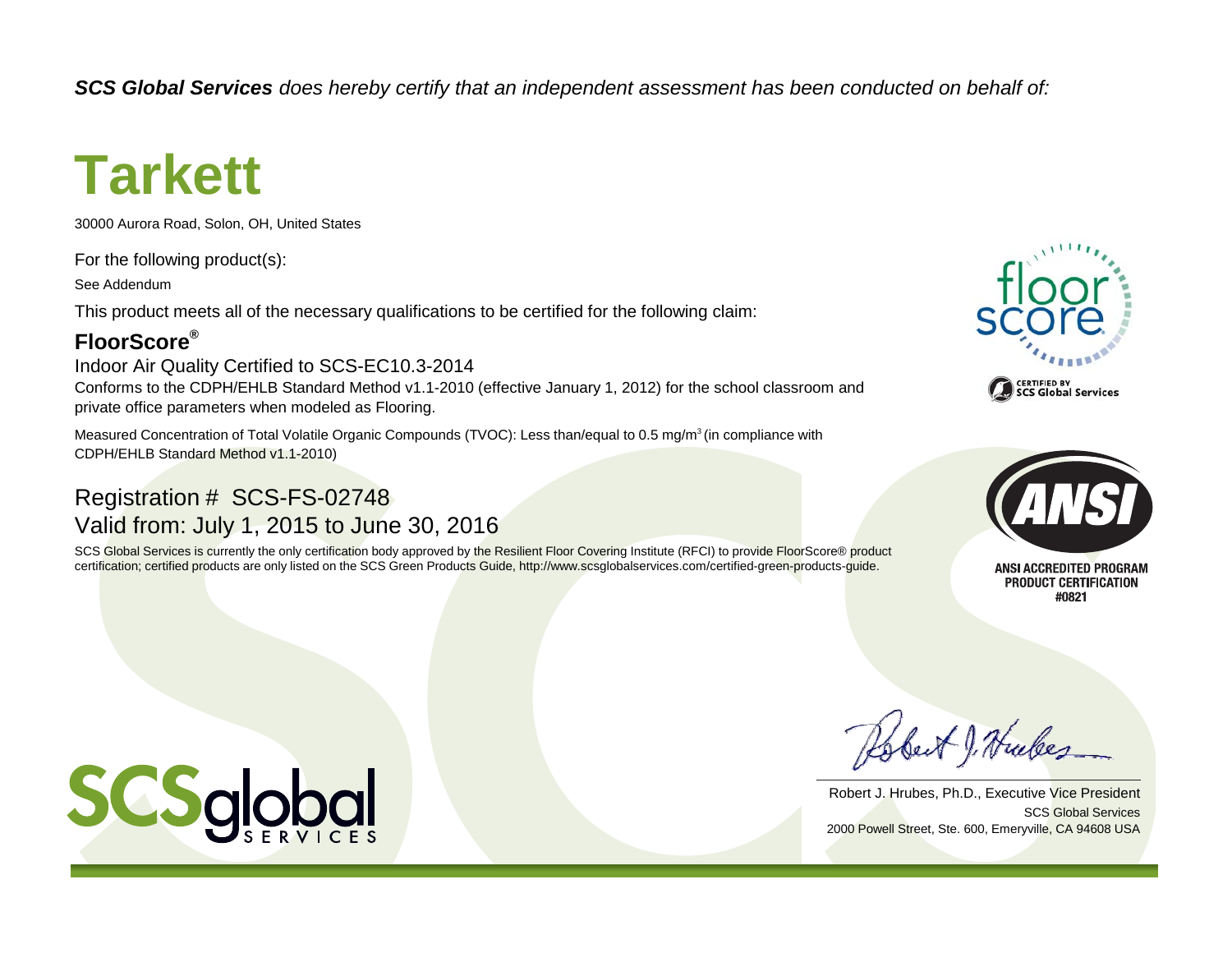***SCS Global Services** does hereby certify that an independent assessment has been conducted on behalf of:*

# Tarkett

30000 Aurora Road, Solon, OH, United States

For the following product(s):

See Addendum

This product meets all of the necessary qualifications to be certified for the following claim:

## FloorScore®

Indoor Air Quality Certified to SCS-EC10.3-2014

Conforms to the CDPH/EHLB Standard Method v1.1-2010 (effective January 1, 2012) for the school classroom and private office parameters when modeled as Flooring.

Measured Concentration of Total Volatile Organic Compounds (TVOC): Less than/equal to 0.5 mg/m³ (in compliance with CDPH/EHLB Standard Method v1.1-2010)

## Registration # SCS-FS-02748

## Valid from: July 1, 2015 to June 30, 2016

SCS Global Services is currently the only certification body approved by the Resilient Floor Covering Institute (RFCI) to provide FloorScore® product certification; certified products are only listed on the SCS Green Products Guide, http://www.scsglobalservices.com/certified-green-products-guide.

floor score

CERTIFIED BY SCS Global Services

ANSI

ANSI ACCREDITED PROGRAM
PRODUCT CERTIFICATION
#0821

SCSglobal SERVICES

Robert J. Hrubes, Ph.D., Executive Vice President
SCS Global Services
2000 Powell Street, Ste. 600, Emeryville, CA 94608 USA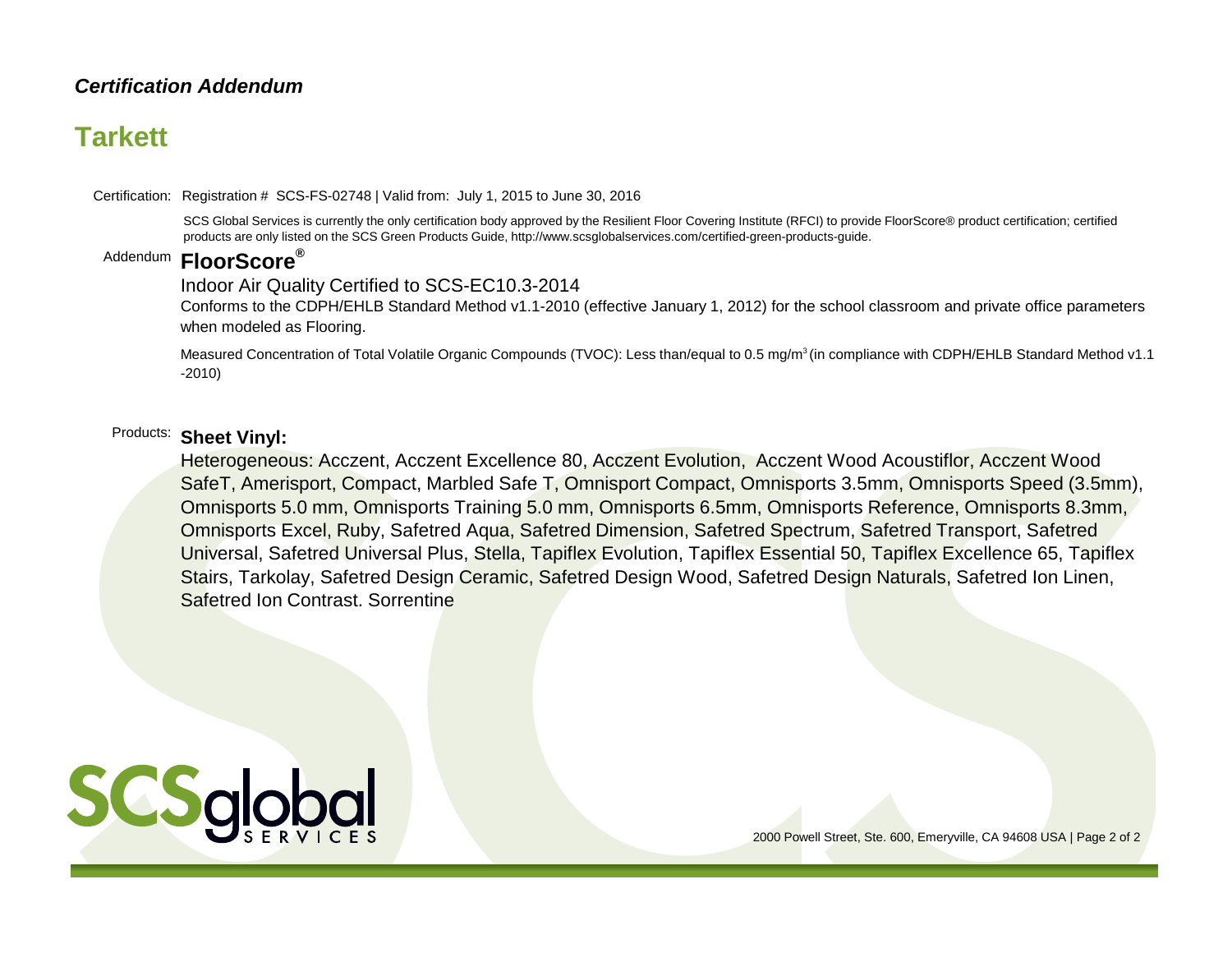*Certification Addendum*

# Tarkett

Certification: Registration # SCS-FS-02748 | Valid from: July 1, 2015 to June 30, 2016

SCS Global Services is currently the only certification body approved by the Resilient Floor Covering Institute (RFCI) to provide FloorScore® product certification; certified products are only listed on the SCS Green Products Guide, http://www.scsglobalservices.com/certified-green-products-guide.

Addendum **FloorScore®**

Indoor Air Quality Certified to SCS-EC10.3-2014

Conforms to the CDPH/EHLB Standard Method v1.1-2010 (effective January 1, 2012) for the school classroom and private office parameters when modeled as Flooring.

Measured Concentration of Total Volatile Organic Compounds (TVOC): Less than/equal to 0.5 mg/m$^3$ (in compliance with CDPH/EHLB Standard Method v1.1 -2010)

Products: **Sheet Vinyl:**

Heterogeneous: Acczent, Acczent Excellence 80, Acczent Evolution, Acczent Wood Acoustiflor, Acczent Wood SafeT, Amerisport, Compact, Marbled Safe T, Omnisport Compact, Omnisports 3.5mm, Omnisports Speed (3.5mm), Omnisports 5.0 mm, Omnisports Training 5.0 mm, Omnisports 6.5mm, Omnisports Reference, Omnisports 8.3mm, Omnisports Excel, Ruby, Safetred Aqua, Safetred Dimension, Safetred Spectrum, Safetred Transport, Safetred Universal, Safetred Universal Plus, Stella, Tapiflex Evolution, Tapiflex Essential 50, Tapiflex Excellence 65, Tapiflex Stairs, Tarkolay, Safetred Design Ceramic, Safetred Design Wood, Safetred Design Naturals, Safetred Ion Linen, Safetred Ion Contrast. Sorrentine

SCSglobal SERVICES

2000 Powell Street, Ste. 600, Emeryville, CA 94608 USA